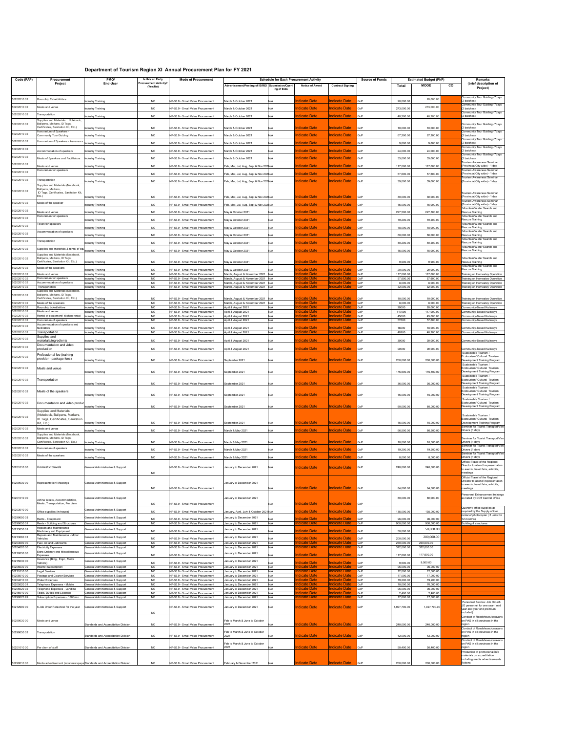# Department of Tourism Region XI Annual Procurement Plan for FY 2021

| Code (PAP) | Procurement Project | PMO/ End-User | Is this an Early Procurement Activity? (Yes/No) | Mode of Procurement | Schedule for Each Procurement Activity | | | | Source of Funds | Estimated Budget (PhP) | | | Remarks (brief description of Project) |
|---|---|---|---|---|---|---|---|---|---|---|---|---|---|
| | | | | | Advertisement/Posting of IB/REI | Submission/Opening of Bids | Notice of Award | Contract Signing | | Total | MOOE | CO | |
| 50202010 02 | Roundtrip Ticket/Airfare | Industry Training | NO | NP-53.9 - Small Value Procurement | March & October 2021 | N/A | Indicate Date | Indicate Date | GoP | 20,000.00 | 20,000.00 | | Community Tour Guiding -7days (2 batches) |
| 50202010 02 | Meals and venue | Industry Training | NO | NP-53.9 - Small Value Procurement | March & October 2021 | N/A | Indicate Date | Indicate Date | GoP | 273,000.00 | 273,000.00 | | Community Tour Guiding -7days (2 batches) |
| 50202010 02 | Transportation | Industry Training | NO | NP-53.9 - Small Value Procurement | March & October 2021 | N/A | Indicate Date | Indicate Date | GoP | 40,200.00 | 40,200.00 | | Community Tour Guiding -7days (2 batches) |
| 50202010 02 | Supplies and Materials (Notebook, Ballpens, Markers, ID Tags, Certificates, Sanitation Kit, Etc.) | Industry Training | NO | NP-53.9 - Small Value Procurement | March & October 2021 | N/A | Indicate Date | Indicate Date | GoP | 10,000.00 | 10,000.00 | | Community Tour Guiding -7days (2 batches) |
| 50202010 02 | Honorarium of Speakers - Community Tour Guiding | Industry Training | NO | NP-53.9 - Small Value Procurement | March & October 2021 | N/A | Indicate Date | Indicate Date | GoP | 67,200.00 | 67,200.00 | | Community Tour Guiding -7days (2 batches) |
| 50202010 02 | Honorarium of Speakers - Assessors | Industry Training | NO | NP-53.9 - Small Value Procurement | March & October 2021 | N/A | Indicate Date | Indicate Date | GoP | 9,600.00 | 9,600.00 | | Community Tour Guiding -7days (2 batches) |
| 50202010 02 | Accommodation of speakers | Industry Training | NO | NP-53.9 - Small Value Procurement | March & October 2021 | N/A | Indicate Date | Indicate Date | GoP | 24,000.00 | 24,000.00 | | Community Tour Guiding -7days (2 batches) |
| 50202010 02 | Meals of Speakers and Facilitators | Industry Training | NO | NP-53.9 - Small Value Procurement | March & October 2021 | N/A | Indicate Date | Indicate Date | GoP | 35,000.00 | 35,000.00 | | Community Tour Guiding -7days (2 batches) |
| 50202010 02 | Meals and venue | Industry Training | NO | NP-53.9 - Small Value Procurement | Feb, Mar, Jul, Aug, Sept & Nov 2021 | N/A | Indicate Date | Indicate Date | GoP | 117,000.00 | 117,000.00 | | Tourism Awareness Seminar (Provincial/City wide) - 1 day |
| 50202010 02 | Honorarium for speakers | Industry Training | NO | NP-53.9 - Small Value Procurement | Feb, Mar, Jul, Aug, Sept & Nov 2021 | N/A | Indicate Date | Indicate Date | GoP | 57,600.00 | 57,600.00 | | Tourism Awareness Seminar (Provincial/City wide) - 1 day |
| 50202010 02 | Transportation | Industry Training | NO | NP-53.9 - Small Value Procurement | Feb, Mar, Jul, Aug, Sept & Nov 2021 | N/A | Indicate Date | Indicate Date | GoP | 39,000.00 | 39,000.00 | | Tourism Awareness Seminar (Provincial/City wide) - 1 day |
| 50202010 02 | Supplies and Materials (Notebook, Ballpens, Markers, ID Tags, Certificates, Sanitation Kit, Etc.) | Industry Training | NO | NP-53.9 - Small Value Procurement | Feb, Mar, Jul, Aug, Sept & Nov 2021 | N/A | Indicate Date | Indicate Date | GoP | 30,000.00 | 30,000.00 | | Tourism Awareness Seminar (Provincial/City wide) - 1 day |
| 50202010 02 | Meals of the speaker | Industry Training | NO | NP-53.9 - Small Value Procurement | Feb, Mar, Jul, Aug, Sept & Nov 2021 | N/A | Indicate Date | Indicate Date | GoP | 15,000.00 | 15,000.00 | | Tourism Awareness Seminar (Provincial/City wide) - 1 day |
| 50202010 02 | Meals and venue | Industry Training | NO | NP-53.9 - Small Value Procurement | May & October 2021 | N/A | Indicate Date | Indicate Date | GoP | 227,500.00 | 227,500.00 | | Mountain/Water Search and Rescue Training |
| 50202010 02 | Honorarium for speakers | Industry Training | NO | NP-53.9 - Small Value Procurement | May & October 2021 | N/A | Indicate Date | Indicate Date | GoP | 19,200.00 | 19,200.00 | | Mountain/Water Search and Rescue Training |
| 50202010 02 | Token for speakers | Industry Training | NO | NP-53.9 - Small Value Procurement | May & October 2021 | N/A | Indicate Date | Indicate Date | GoP | 18,000.00 | 18,000.00 | | Mountain/Water Search and Rescue Training |
| 50202010 02 | Accommodation of speakers | Industry Training | NO | NP-53.9 - Small Value Procurement | May & October 2021 | N/A | Indicate Date | Indicate Date | GoP | 60,000.00 | 60,000.00 | | Mountain/Water Search and Rescue Training |
| 50202010 02 | Transportation | Industry Training | NO | NP-53.9 - Small Value Procurement | May & October 2021 | N/A | Indicate Date | Indicate Date | GoP | 40,200.00 | 40,200.00 | | Mountain/Water Search and Rescue Training |
| 50202010 02 | Supplies and materials & rental of eq | Industry Training | NO | NP-53.9 - Small Value Procurement | May & October 2021 | N/A | Indicate Date | Indicate Date | GoP | 15,000.00 | 15,000.00 | | Mountain/Water Search and Rescue Training |
| 50202010 02 | Supplies and Materials (Notebook, Ballpens, Markers, ID Tags, Certificates, Sanitation Kit, Etc.) | Industry Training | NO | NP-53.9 - Small Value Procurement | May & October 2021 | N/A | Indicate Date | Indicate Date | GoP | 9,900.00 | 9,900.00 | | Mountain/Water Search and Rescue Training |
| 50202010 02 | Meals of the speakers | Industry Training | NO | NP-53.9 - Small Value Procurement | May & October 2021 | N/A | Indicate Date | Indicate Date | GoP | 20,000.00 | 20,000.00 | | Mountain/Water Search and Rescue Training |
| 50202010 02 | Meals and venue | Industry Training | NO | NP-53.9 - Small Value Procurement | March, August & November 2021 | N/A | Indicate Date | Indicate Date | GoP | 117,000.00 | 117,000.00 | | Training on Homestay Operation |
| 50202010 02 | Honorarium for speakers | Industry Training | NO | NP-53.9 - Small Value Procurement | March, August & November 2021 | N/A | Indicate Date | Indicate Date | GoP | 57,600.00 | 57,600.00 | | Training on Homestay Operation |
| 50202010 02 | Accommodation of speakers | Industry Training | NO | NP-53.9 - Small Value Procurement | March, August & November 2021 | N/A | Indicate Date | Indicate Date | GoP | 8,000.00 | 8,000.00 | | Training on Homestay Operation |
| 50202010 02 | Transportation | Industry Training | NO | NP-53.9 - Small Value Procurement | March, August & November 2021 | N/A | Indicate Date | Indicate Date | GoP | 32,000.00 | 32,000.00 | | Training on Homestay Operation |
| 50202010 02 | Supplies and Materials (Notebook, Ballpens, Markers, ID Tags, Certificates, Sanitation Kit, Etc.) | Industry Training | NO | NP-53.9 - Small Value Procurement | March, August & November 2021 | N/A | Indicate Date | Indicate Date | GoP | 10,000.00 | 10,000.00 | | Training on Homestay Operation |
| 50202010 02 | Meals of the speakers | Industry Training | NO | NP-53.9 - Small Value Procurement | March, August & November 2021 | N/A | Indicate Date | Indicate Date | GoP | 8,000.00 | 8,000.00 | | Training on Homestay Operation |
| 50202010 02 | Roundtrip ticket/airfare | Industry Training | NO | NP-53.9 - Small Value Procurement | April & August 2021 | N/A | Indicate Date | Indicate Date | GoP | 20000 | 20,000.00 | | Community-Based Kulinarya |
| 50202010 02 | Meals and venue | Industry Training | NO | NP-53.9 - Small Value Procurement | April & August 2021 | N/A | Indicate Date | Indicate Date | GoP | 117000 | 117,000.00 | | Community-Based Kulinarya |
| 50202010 02 | Rental of equipment/ kitchen rental | Industry Training | NO | NP-53.9 - Small Value Procurement | April & August 2021 | N/A | Indicate Date | Indicate Date | GoP | 45000 | 45,000.00 | | Community-Based Kulinarya |
| 50202010 02 | Honorarium of speakers | Industry Training | NO | NP-53.9 - Small Value Procurement | April & August 2021 | N/A | Indicate Date | Indicate Date | GoP | 57600 | 57,600.00 | | Community-Based Kulinarya |
| 50202010 02 | Accommodation of speakers and facilitators | Industry Training | NO | NP-53.9 - Small Value Procurement | April & August 2021 | N/A | Indicate Date | Indicate Date | GoP | 18000 | 18,000.00 | | Community-Based Kulinarya |
| 50202010 02 | Transportation | Industry Training | NO | NP-53.9 - Small Value Procurement | April & August 2021 | N/A | Indicate Date | Indicate Date | GoP | 40200 | 40,200.00 | | Community-Based Kulinarya |
| 50202010 02 | Supplies and materials/ingredients | Industry Training | NO | NP-53.9 - Small Value Procurement | April & August 2021 | N/A | Indicate Date | Indicate Date | GoP | 30000 | 30,000.00 | | Community-Based Kulinarya |
| 50202010 02 | Documentation and video production | Industry Training | NO | NP-53.9 - Small Value Procurement | April & August 2021 | N/A | Indicate Date | Indicate Date | GoP | 90000 | 90,000.00 | | Community-Based Kulinarya |
| 50202010 02 | Professional fee (training provider - package fees) | Industry Training | NO | NP-53.9 - Small Value Procurement | September 2021 | N/A | Indicate Date | Indicate Date | GoP | 200,000.00 | 200,000.00 | | Sustainable Tourism / Ecotourism/ Cultural Tourism Development Training Program |
| 50202010 02 | Meals and venue | Industry Training | NO | NP-53.9 - Small Value Procurement | September 2021 | N/A | Indicate Date | Indicate Date | GoP | 175,500.00 | 175,500.00 | | Sustainable Tourism / Ecotourism/ Cultural Tourism Development Training Program |
| 50202010 02 | Transportation | Industry Training | NO | NP-53.9 - Small Value Procurement | September 2021 | N/A | Indicate Date | Indicate Date | GoP | 36,000.00 | 36,000.00 | | Sustainable Tourism / Ecotourism/ Cultural Tourism Development Training Program |
| 50202010 02 | Meals of the speakers | Industry Training | NO | NP-53.9 - Small Value Procurement | September 2021 | N/A | Indicate Date | Indicate Date | GoP | 15,000.00 | 15,000.00 | | Sustainable Tourism / Ecotourism/ Cultural Tourism Development Training Program |
| 50202010 02 | Documentation and video produc | Industry Training | NO | NP-53.9 - Small Value Procurement | September 2021 | N/A | Indicate Date | Indicate Date | GoP | 60,000.00 | 60,000.00 | | Sustainable Tourism / Ecotourism/ Cultural Tourism Development Training Program |
| 50202010 02 | Supplies and Materials (Notebook, Ballpens, Markers, ID Tags, Certificates, Sanitation Kit, Etc.) | Industry Training | NO | NP-53.9 - Small Value Procurement | September 2021 | N/A | Indicate Date | Indicate Date | GoP | 15,000.00 | 15,000.00 | | Sustainable Tourism / Ecotourism/ Cultural Tourism Development Training Program |
| 50202010 02 | Meals and venue | Industry Training | NO | NP-53.9 - Small Value Procurement | March & May 2021 | N/A | Indicate Date | Indicate Date | GoP | 66,500.00 | 66,500.00 | | Seminar for Tourist Transport/Van Drivers (1 day) |
| 50202010 02 | Supplies and Materials (Notebook, Ballpens, Markers, ID Tags, Certificates, Sanitation Kit, Etc.) | Industry Training | NO | NP-53.9 - Small Value Procurement | March & May 2021 | N/A | Indicate Date | Indicate Date | GoP | 10,000.00 | 10,000.00 | | Seminar for Tourist Transport/Van Drivers (1 day) |
| 50202010 02 | Honorarium of speakers | Industry Training | NO | NP-53.9 - Small Value Procurement | March & May 2021 | N/A | Indicate Date | Indicate Date | GoP | 19,200.00 | 19,200.00 | | Seminar for Tourist Transport/Van Drivers (1 day) |
| 50202010 02 | Meals of the speakers | Industry Training | NO | NP-53.9 - Small Value Procurement | March & May 2021 | N/A | Indicate Date | Indicate Date | GoP | 8,000.00 | 8,000.00 | | Seminar for Tourist Transport/Van Drivers (1 day) |
| 50201010 00 | Domestic travels | General Administrative & Support | NO | NP-53.9 - Small Value Procurement | January to December 2021 | N/A | Indicate Date | Indicate Date | GoP | 240,000.00 | 240,000.00 | | Official Travel of the Regional Director to attend/ representation to events, travel fairs, exhibits, meetings |
| 50299030 00 | Representation/ Meetings | General Administrative & Support | NO | NP-53.9 - Small Value Procurement | January to December 2021 | N/A | Indicate Date | Indicate Date | GoP | 84,000.00 | 84,000.00 | | Official Travel of the Regional Director to attend/ representation to events, travel fairs, exhibits, meetings |
| 50201010 00 | Airline tickets, Accommodation, Meals, Transportation, Per diem | General Administrative & Support | NO | NP-53.9 - Small Value Procurement | January to December 2021 | N/A | Indicate Date | Indicate Date | GoP | 80,000.00 | 80,000.00 | | Personnel Enhancement trainings as listed by DOT Central Office |
| 50203010 00 | Office supplies (in-house) | General Administrative & Support | NO | NP-53.9 - Small Value Procurement | January, April, July & October 2021 | N/A | Indicate Date | Indicate Date | GoP | 135,000.00 | 135,000.00 | | Quarterly office supplies as required by the Supply officer |
| 50299050 03 | Rents - Equipment | General Administrative & Support | NO | NP-53.9 - Small Value Procurement | January to December 2021 | N/A | Indicate Date | Indicate Date | GoP | 96,000.00 | 96,000.00 | | rental of photocopier ( 2 units for 12 months) |
| 50299050 01 | Rents - Building and Structures | General Administrative & Support | NO | NP-53.9 - Small Value Procurement | January to December 2021 | N/A | Indicate Date | Indicate Date | GoP | 900,000.00 | 900,000.00 | | Building & structures |
| 50213050 01 | Repairs and Maintenance - Machinery and Equipment | General Administrative & Support | NO | NP-53.9 - Small Value Procurement | January to December 2021 | N/A | Indicate Date | Indicate Date | GoP | 50,000.00 | 50,000.00 | | |
| 50213060 01 | Repairs and Maintenance - Motor Vehicles | General Administrative & Support | NO | NP-53.9 - Small Value Procurement | January to December 2021 | N/A | Indicate Date | Indicate Date | GoP | 200,000.00 | 200,000.00 | | |
| 50203090 00 | Fuel, Oil and Lubricants | General Administrative & Support | NO | NP-53.9 - Small Value Procurement | January to December 2021 | N/A | Indicate Date | Indicate Date | GoP | 230,000.00 | 230,000.00 | | |
| 50204020 00 | Electricity Expenses | General Administrative & Support | NO | NP-53.9 - Small Value Procurement | January to December 2021 | N/A | Indicate Date | Indicate Date | GoP | 372,000.00 | 372,000.00 | | |
| 50210030 00 | Extra Ordinary and Miscellaneous Expenses | General Administrative & Support | NO | NP-53.9 - Small Value Procurement | January to December 2021 | N/A | Indicate Date | Indicate Date | GoP | 117,600.00 | 117,600.00 | | |
| 50215030 00 | Insurance (Bldg., Eqpt., Motor Vehicle) | General Administrative & Support | NO | NP-53.9 - Small Value Procurement | January to December 2021 | N/A | Indicate Date | Indicate Date | GoP | 9,500.00 | 9,500.00 | | |
| 50205030 00 | Internet Subscription | General Administrative & Support | NO | NP-53.9 - Small Value Procurement | January to December 2021 | N/A | Indicate Date | Indicate Date | GoP | 95,000.00 | 95,000.00 | | |
| 50211010 00 | Legal Services | General Administrative & Support | NO | NP-53.9 - Small Value Procurement | January to December 2021 | N/A | Indicate Date | Indicate Date | GoP | 12,000.00 | 12,000.00 | | |
| 50205010 00 | Postage and Courier Services | General Administrative & Support | NO | NP-53.9 - Small Value Procurement | January to December 2021 | N/A | Indicate Date | Indicate Date | GoP | 17,000.00 | 17,000.00 | | |
| 50204010 00 | Water Expenses | General Administrative & Support | NO | NP-53.9 - Small Value Procurement | January to December 2021 | N/A | Indicate Date | Indicate Date | GoP | 19,200.00 | 19,200.00 | | |
| 50205020 01 | Telephone Expenses - Mobile | General Administrative & Support | NO | NP-53.9 - Small Value Procurement | January to December 2021 | N/A | Indicate Date | Indicate Date | GoP | 70,000.00 | 70,000.00 | | |
| 50205020 02 | Telephone Expenses - Landline | General Administrative & Support | NO | NP-53.9 - Small Value Procurement | January to December 2021 | N/A | Indicate Date | Indicate Date | GoP | 95,000.00 | 95,000.00 | | |
| 50215010 00 | Taxes, Duties and Licenses | General Administrative & Support | NO | NP-53.9 - Small Value Procurement | January to December 2021 | N/A | Indicate Date | Indicate Date | GoP | 2,400.00 | 2,400.00 | | |
| 50299070 99 | Subscription Expenses - 1500/mo | General Administrative & Support | NO | NP-53.9 - Small Value Procurement | January to December 2021 | N/A | Indicate Date | Indicate Date | GoP | 17,600.00 | 17,600.00 | | |
| 50212990 00 | 6 Job Order Personnel for the year | General Administrative & Support | NO | NP-53.9 - Small Value Procurement | January to December 2021 | N/A | Indicate Date | Indicate Date | GoP | 1,927,700.00 | 1,927,700.00 | | Personnel Service: Job Order6 JO personnel for one year ( mid year and year end premium included) |
| 50299030 00 | Meals and venue | Standards and Accreditation Division | NO | NP-53.9 - Small Value Procurement | Feb to March & June to October 2021 | N/A | Indicate Date | Indicate Date | GoP | 240,000.00 | 240,000.00 | | Conduct of Roadshows/caravans on PAS in all provinces in the region |
| 50299050 02 | Transportation | Standards and Accreditation Division | NO | NP-53.9 - Small Value Procurement | Feb to March & June to October 2021 | N/A | Indicate Date | Indicate Date | GoP | 42,000.00 | 42,000.00 | | Conduct of Roadshows/caravans on PAS in all provinces in the region |
| 50201010 00 | Per diem of staff | Standards and Accreditation Division | NO | NP-53.9 - Small Value Procurement | Feb to March & June to October 2021 | N/A | Indicate Date | Indicate Date | GoP | 50,400.00 | 50,400.00 | | Conduct of Roadshows/caravans on PAS in all provinces in the region |
| 50299010 00 | Media advertisement (local newspape | Standards and Accreditation Division | NO | NP-53.9 - Small Value Procurement | February & December 2021 | N/A | Indicate Date | Indicate Date | GoP | 200,000.00 | 200,000.00 | | Production of promotional/info materials on accreditation including media advertisements /tokens |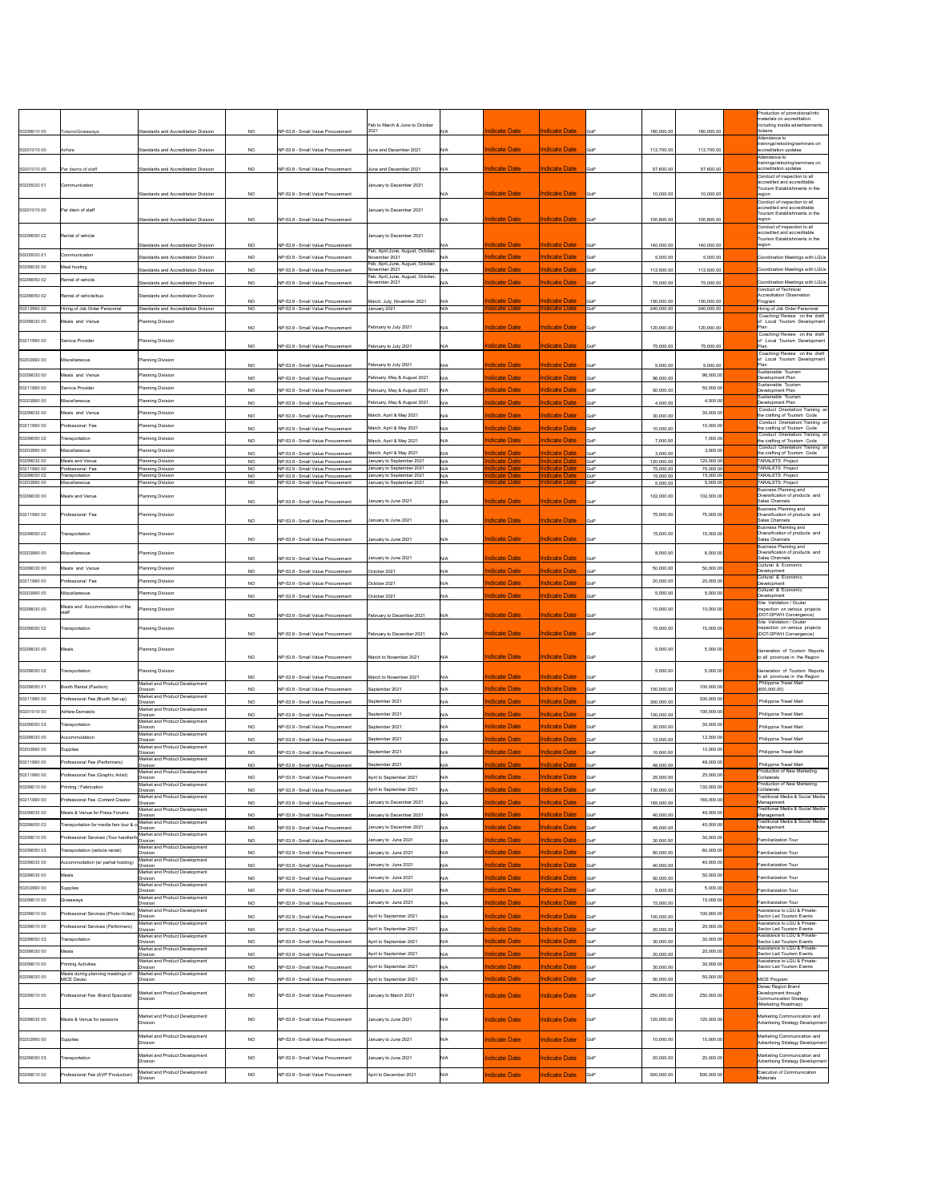| | | | | | | | | | | | | | |
|---|---|---|---|---|---|---|---|---|---|---|---|---|---|
| 50299010 00 | Tokens/Giveaways | Standards and Accreditation Division | NO | NP-53.9 - Small Value Procurement | Feb to March & June to October 2021 | N/A | Indicate Date | Indicate Date | GoP | 180,000.00 | 180,000.00 | | Production of promotional/info materials on accreditation including media advertisements /tokens |
| 50201010 00 | Airfare | Standards and Accreditation Division | NO | NP-53.9 - Small Value Procurement | June and December 2021 | N/A | Indicate Date | Indicate Date | GoP | 112,700.00 | 112,700.00 | | Attendance to trainings/retooling/seminars on accreditation updates |
| 50201010 00 | Per diems of staff | Standards and Accreditation Division | NO | NP-53.9 - Small Value Procurement | June and December 2021 | N/A | Indicate Date | Indicate Date | GoP | 57,600.00 | 57,600.00 | | Attendance to trainings/retooling/seminars on accreditation updates |
| 50205020 01 | Communication | Standards and Accreditation Division | NO | NP-53.9 - Small Value Procurement | January to December 2021 | N/A | Indicate Date | Indicate Date | GoP | 10,000.00 | 10,000.00 | | Conduct of inspection to all accredited and accreditable Tourism Establishments in the region |
| 50201010 00 | Per diem of staff | Standards and Accreditation Division | NO | NP-53.9 - Small Value Procurement | January to December 2021 | N/A | Indicate Date | Indicate Date | GoP | 100,800.00 | 100,800.00 | | Conduct of inspection to all accredited and accreditable Tourism Establishments in the region |
| 50299050 02 | Rental of vehicle | Standards and Accreditation Division | NO | NP-53.9 - Small Value Procurement | January to December 2021 | N/A | Indicate Date | Indicate Date | GoP | 140,000.00 | 140,000.00 | | Conduct of inspection to all accredited and accreditable Tourism Establishments in the region |
| 50205020 01 | Communication | Standards and Accreditation Division | NO | NP-53.9 - Small Value Procurement | Feb, April,June, August, October, November 2021 | N/A | Indicate Date | Indicate Date | GoP | 5,000.00 | 5,000.00 | | Coordination Meetings with LGUs |
| 50299030 00 | Meal hosting | Standards and Accreditation Division | NO | NP-53.9 - Small Value Procurement | Feb, April,June, August, October, November 2021 | N/A | Indicate Date | Indicate Date | GoP | 112,500.00 | 112,500.00 | | Coordination Meetings with LGUs |
| 50299050 02 | Rental of vehicle | Standards and Accreditation Division | NO | NP-53.9 - Small Value Procurement | Feb, April,June, August, October, November 2021 | N/A | Indicate Date | Indicate Date | GoP | 75,000.00 | 75,000.00 | | Coordination Meetings with LGUs |
| 50299050 02 | Rental of vehicle/bus | Standards and Accreditation Division | NO | NP-53.9 - Small Value Procurement | March, July, November 2021 | N/A | Indicate Date | Indicate Date | GoP | 150,000.00 | 150,000.00 | | Conduct of Technical Accreditation Observation Program |
| 50212990 00 | Hiring of Job Order Personnel | Standards and Accreditation Division | NO | NP-53.9 - Small Value Procurement | January 2021 | N/A | Indicate Date | Indicate Date | GoP | 240,000.00 | 240,000.00 | | Hiring of Job Order Personnel |
| 50299030 00 | Meals and Venue | Planning Division | NO | NP-53.9 - Small Value Procurement | February to July 2021 | N/A | Indicate Date | Indicate Date | GoP | 120,000.00 | 120,000.00 | | Coaching/ Review on the draft of Local Tourism Development Plan |
| 50211990 00 | Service Provider | Planning Division | NO | NP-53.9 - Small Value Procurement | February to July 2021 | N/A | Indicate Date | Indicate Date | GoP | 75,000.00 | 75,000.00 | | Coaching/ Review on the draft of Local Tourism Development Plan |
| 50203990 00 | Miscellaneous | Planning Division | NO | NP-53.9 - Small Value Procurement | February to July 2021 | N/A | Indicate Date | Indicate Date | GoP | 5,000.00 | 5,000.00 | | Coaching/ Review on the draft of Local Tourism Development Plan |
| 50299030 00 | Meals and Venue | Planning Division | NO | NP-53.9 - Small Value Procurement | February, May & August 2021 | N/A | Indicate Date | Indicate Date | GoP | 96,000.00 | 96,000.00 | | Sustainable Tourism Development Plan |
| 50211990 00 | Service Provider | Planning Division | NO | NP-53.9 - Small Value Procurement | February, May & August 2021 | N/A | Indicate Date | Indicate Date | GoP | 50,000.00 | 50,000.00 | | Sustainable Tourism Development Plan |
| 50203990 00 | Miscellaneous | Planning Division | NO | NP-53.9 - Small Value Procurement | February, May & August 2021 | N/A | Indicate Date | Indicate Date | GoP | 4,000.00 | 4,000.00 | | Sustainable Tourism Development Plan |
| 50299030 00 | Meals and Venue | Planning Division | NO | NP-53.9 - Small Value Procurement | March, April & May 2021 | N/A | Indicate Date | Indicate Date | GoP | 30,000.00 | 30,000.00 | | Conduct Orientation/ Training on the crafting of Tourism Code |
| 50211990 00 | Professional Fee | Planning Division | NO | NP-53.9 - Small Value Procurement | March, April & May 2021 | N/A | Indicate Date | Indicate Date | GoP | 10,000.00 | 10,000.00 | | Conduct Orientation/ Training on the crafting of Tourism Code |
| 50299050 02 | Transportation | Planning Division | NO | NP-53.9 - Small Value Procurement | March, April & May 2021 | N/A | Indicate Date | Indicate Date | GoP | 7,000.00 | 7,000.00 | | Conduct Orientation/ Training on the crafting of Tourism Code |
| 50203990 00 | Miscellaneous | Planning Division | NO | NP-53.9 - Small Value Procurement | March, April & May 2021 | N/A | Indicate Date | Indicate Date | GoP | 3,000.00 | 3,000.00 | | Conduct Orientation/ Training on the crafting of Tourism Code |
| 50299030 00 | Meals and Venue | Planning Division | NO | NP-53.9 - Small Value Procurement | January to September 2021 | N/A | Indicate Date | Indicate Date | GoP | 120,000.00 | 120,000.00 | | TARALETS Project |
| 50211990 00 | Professional Fee | Planning Division | NO | NP-53.9 - Small Value Procurement | January to September 2021 | N/A | Indicate Date | Indicate Date | GoP | 75,000.00 | 75,000.00 | | TARALETS Project |
| 50299050 02 | Transportation | Planning Division | NO | NP-53.9 - Small Value Procurement | January to September 2021 | N/A | Indicate Date | Indicate Date | GoP | 15,000.00 | 15,000.00 | | TARALETS Project |
| 50203990 00 | Miscellaneous | Planning Division | NO | NP-53.9 - Small Value Procurement | January to September 2021 | N/A | Indicate Date | Indicate Date | GoP | 5,000.00 | 5,000.00 | | TARALETS Project |
| 50299030 00 | Meals and Venue | Planning Division | NO | NP-53.9 - Small Value Procurement | January to June 2021 | N/A | Indicate Date | Indicate Date | GoP | 102,000.00 | 102,000.00 | | Business Planning and Diversification of products and Sales Channels |
| 50211990 00 | Professional Fee | Planning Division | NO | NP-53.9 - Small Value Procurement | January to June 2021 | N/A | Indicate Date | Indicate Date | GoP | 75,000.00 | 75,000.00 | | Business Planning and Diversification of products and Sales Channels |
| 50299050 02 | Transportation | Planning Division | NO | NP-53.9 - Small Value Procurement | January to June 2021 | N/A | Indicate Date | Indicate Date | GoP | 15,000.00 | 15,000.00 | | Business Planning and Diversification of products and Sales Channels |
| 50203990 00 | Miscellaneous | Planning Division | NO | NP-53.9 - Small Value Procurement | January to June 2021 | N/A | Indicate Date | Indicate Date | GoP | 8,000.00 | 8,000.00 | | Business Planning and Diversification of products and Sales Channels |
| 50299030 00 | Meals and Venue | Planning Division | NO | NP-53.9 - Small Value Procurement | October 2021 | N/A | Indicate Date | Indicate Date | GoP | 50,000.00 | 50,000.00 | | Cultural & Economic Development |
| 50211990 00 | Professional Fee | Planning Division | NO | NP-53.9 - Small Value Procurement | October 2021 | N/A | Indicate Date | Indicate Date | GoP | 20,000.00 | 20,000.00 | | Cultural & Economic Development |
| 50203990 00 | Miscellaneous | Planning Division | NO | NP-53.9 - Small Value Procurement | October 2021 | N/A | Indicate Date | Indicate Date | GoP | 5,000.00 | 5,000.00 | | Cultural & Economic Development |
| 50299030 00 | Meals and Accommodation of the staff | Planning Division | NO | NP-53.9 - Small Value Procurement | February to December 2021 | N/A | Indicate Date | Indicate Date | GoP | 10,000.00 | 10,000.00 | | Site Validation / Ocular Inspection on various projects (DOT-DPWH Convergence) |
| 50299050 02 | Transportation | Planning Division | NO | NP-53.9 - Small Value Procurement | February to December 2021 | N/A | Indicate Date | Indicate Date | GoP | 15,000.00 | 15,000.00 | | Site Validation / Ocular Inspection on various projects (DOT-DPWH Convergence) |
| 50299030 00 | Meals | Planning Division | NO | NP-53.9 - Small Value Procurement | March to November 2021 | N/A | Indicate Date | Indicate Date | GoP | 5,000.00 | 5,000.00 | | Generation of Tourism Reports to all provinces in the Region |
| 50299050 02 | Transportation | Planning Division | NO | NP-53.9 - Small Value Procurement | March to November 2021 | N/A | Indicate Date | Indicate Date | GoP | 5,000.00 | 5,000.00 | | Generation of Tourism Reports to all provinces in the Region |
| 50299050 01 | Booth Rental (Pavilion) | Market and Product Development Division | NO | NP-53.9 - Small Value Procurement | September 2021 | N/A | Indicate Date | Indicate Date | GoP | 100,000.00 | 100,000.00 | | Philippine Travel Mart (600,000.00) |
| 50211990 00 | Professional Fee (Booth Set-up) | Market and Product Development Division | NO | NP-53.9 - Small Value Procurement | September 2021 | N/A | Indicate Date | Indicate Date | GoP | 300,000.00 | 300,000.00 | | Philippine Travel Mart |
| 50201010 00 | Airfare-Domestic | Market and Product Development Division | NO | NP-53.9 - Small Value Procurement | September 2021 | N/A | Indicate Date | Indicate Date | GoP | 100,000.00 | 100,000.00 | | Philippine Travel Mart |
| 50299050 03 | Transportation | Market and Product Development Division | NO | NP-53.9 - Small Value Procurement | September 2021 | N/A | Indicate Date | Indicate Date | GoP | 30,000.00 | 30,000.00 | | Philippine Travel Mart |
| 50299030 00 | Accommodation | Market and Product Development Division | NO | NP-53.9 - Small Value Procurement | September 2021 | N/A | Indicate Date | Indicate Date | GoP | 12,000.00 | 12,000.00 | | Philippine Travel Mart |
| 50203990 00 | Supplies | Market and Product Development Division | NO | NP-53.9 - Small Value Procurement | September 2021 | N/A | Indicate Date | Indicate Date | GoP | 10,000.00 | 10,000.00 | | Philippine Travel Mart |
| 50211990 00 | Professional Fee (Performers) | Market and Product Development Division | NO | NP-53.9 - Small Value Procurement | September 2021 | N/A | Indicate Date | Indicate Date | GoP | 48,000.00 | 48,000.00 | | Philippine Travel Mart |
| 50211990 00 | Professional Fee (Graphic Artist) | Market and Product Development Division | NO | NP-53.9 - Small Value Procurement | April to September 2021 | N/A | Indicate Date | Indicate Date | GoP | 25,000.00 | 25,000.00 | | Production of New Marketing Collaterals |
| 50299010 00 | Printing / Fabrication | Market and Product Development Division | NO | NP-53.9 - Small Value Procurement | April to September 2021 | N/A | Indicate Date | Indicate Date | GoP | 130,000.00 | 130,000.00 | | Production of New Marketing Collaterals |
| 50211990 00 | Professional Fee -Content Creator | Market and Product Development Division | NO | NP-53.9 - Small Value Procurement | January to December 2021 | N/A | Indicate Date | Indicate Date | GoP | 165,000.00 | 165,000.00 | | Traditional Media & Social Media Management |
| 50299030 00 | Meals & Venue for Press Forums | Market and Product Development Division | NO | NP-53.9 - Small Value Procurement | January to December 2021 | N/A | Indicate Date | Indicate Date | GoP | 40,000.00 | 40,000.00 | | Traditional Media & Social Media Management |
| 50299050 03 | Transportation for media fam tour & ... | Market and Product Development Division | NO | NP-53.9 - Small Value Procurement | January to December 2021 | N/A | Indicate Date | Indicate Date | GoP | 45,000.00 | 45,000.00 | | Traditional Media & Social Media Management |
| 50299010 00 | Professional Services (Tour handlers) | Market and Product Development Division | NO | NP-53.9 - Small Value Procurement | January to June 2021 | N/A | Indicate Date | Indicate Date | GoP | 30,000.00 | 30,000.00 | | Familiarization Tour |
| 50299050 03 | Transportation (vehicle rental) | Market and Product Development Division | NO | NP-53.9 - Small Value Procurement | January to June 2021 | N/A | Indicate Date | Indicate Date | GoP | 60,000.00 | 60,000.00 | | Familiarization Tour |
| 50299030 00 | Accommodation (w/ partial hosting) | Market and Product Development Division | NO | NP-53.9 - Small Value Procurement | January to June 2021 | N/A | Indicate Date | Indicate Date | GoP | 40,000.00 | 40,000.00 | | Familiarization Tour |
| 50299030 00 | Meals | Market and Product Development Division | NO | NP-53.9 - Small Value Procurement | January to June 2021 | N/A | Indicate Date | Indicate Date | GoP | 50,000.00 | 50,000.00 | | Familiarization Tour |
| 50203990 00 | Supplies | Market and Product Development Division | NO | NP-53.9 - Small Value Procurement | January to June 2021 | N/A | Indicate Date | Indicate Date | GoP | 5,000.00 | 5,000.00 | | Familiarization Tour |
| 50299010 00 | Giveaways | Market and Product Development Division | NO | NP-53.9 - Small Value Procurement | January to June 2021 | N/A | Indicate Date | Indicate Date | GoP | 15,000.00 | 15,000.00 | | Familiarization Tour |
| 50299010 00 | Professional Services (Photo-Video) | Market and Product Development Division | NO | NP-53.9 - Small Value Procurement | April to September 2021 | N/A | Indicate Date | Indicate Date | GoP | 100,000.00 | 100,000.00 | | Assistance to LGU & Private-Sector Led Tourism Events |
| 50299010 00 | Professional Services (Performers) | Market and Product Development Division | NO | NP-53.9 - Small Value Procurement | April to September 2021 | N/A | Indicate Date | Indicate Date | GoP | 20,000.00 | 20,000.00 | | Assistance to LGU & Private-Sector Led Tourism Events |
| 50299050 03 | Transportation | Market and Product Development Division | NO | NP-53.9 - Small Value Procurement | April to September 2021 | N/A | Indicate Date | Indicate Date | GoP | 30,000.00 | 30,000.00 | | Assistance to LGU & Private-Sector Led Tourism Events |
| 50299030 00 | Meals | Market and Product Development Division | NO | NP-53.9 - Small Value Procurement | April to September 2021 | N/A | Indicate Date | Indicate Date | GoP | 20,000.00 | 20,000.00 | | Assistance to LGU & Private-Sector Led Tourism Events |
| 50299010 00 | Printing Activities | Market and Product Development Division | NO | NP-53.9 - Small Value Procurement | April to September 2021 | N/A | Indicate Date | Indicate Date | GoP | 30,000.00 | 30,000.00 | | Assistance to LGU & Private-Sector Led Tourism Events |
| 50299030 00 | Meals during planning meetings of MICE Davao | Market and Product Development Division | NO | NP-53.9 - Small Value Procurement | April to September 2021 | N/A | Indicate Date | Indicate Date | GoP | 50,000.00 | 50,000.00 | | MICE Program |
| 50299010 00 | Professional Fee -Brand Specialist | Market and Product Development Division | NO | NP-53.9 - Small Value Procurement | January to March 2021 | N/A | Indicate Date | Indicate Date | GoP | 250,000.00 | 250,000.00 | | Davao Region Brand Development through Communication Strategy (Marketing Roadmap) |
| 50299030 00 | Meals & Venue for sessions | Market and Product Development Division | NO | NP-53.9 - Small Value Procurement | January to June 2021 | N/A | Indicate Date | Indicate Date | GoP | 120,000.00 | 120,000.00 | | Marketing Communication and Advertising Strategy Development |
| 50203990 00 | Supplies | Market and Product Development Division | NO | NP-53.9 - Small Value Procurement | January to June 2021 | N/A | Indicate Date | Indicate Date | GoP | 10,000.00 | 10,000.00 | | Marketing Communication and Advertising Strategy Development |
| 50299050 03 | Transportation | Market and Product Development Division | NO | NP-53.9 - Small Value Procurement | January to June 2021 | N/A | Indicate Date | Indicate Date | GoP | 20,000.00 | 20,000.00 | | Marketing Communication and Advertising Strategy Development |
| 50299010 00 | Professional Fee (AVP Production) | Market and Product Development Division | NO | NP-53.9 - Small Value Procurement | April to December 2021 | N/A | Indicate Date | Indicate Date | GoP | 500,000.00 | 500,000.00 | | Execution of Communication Materials |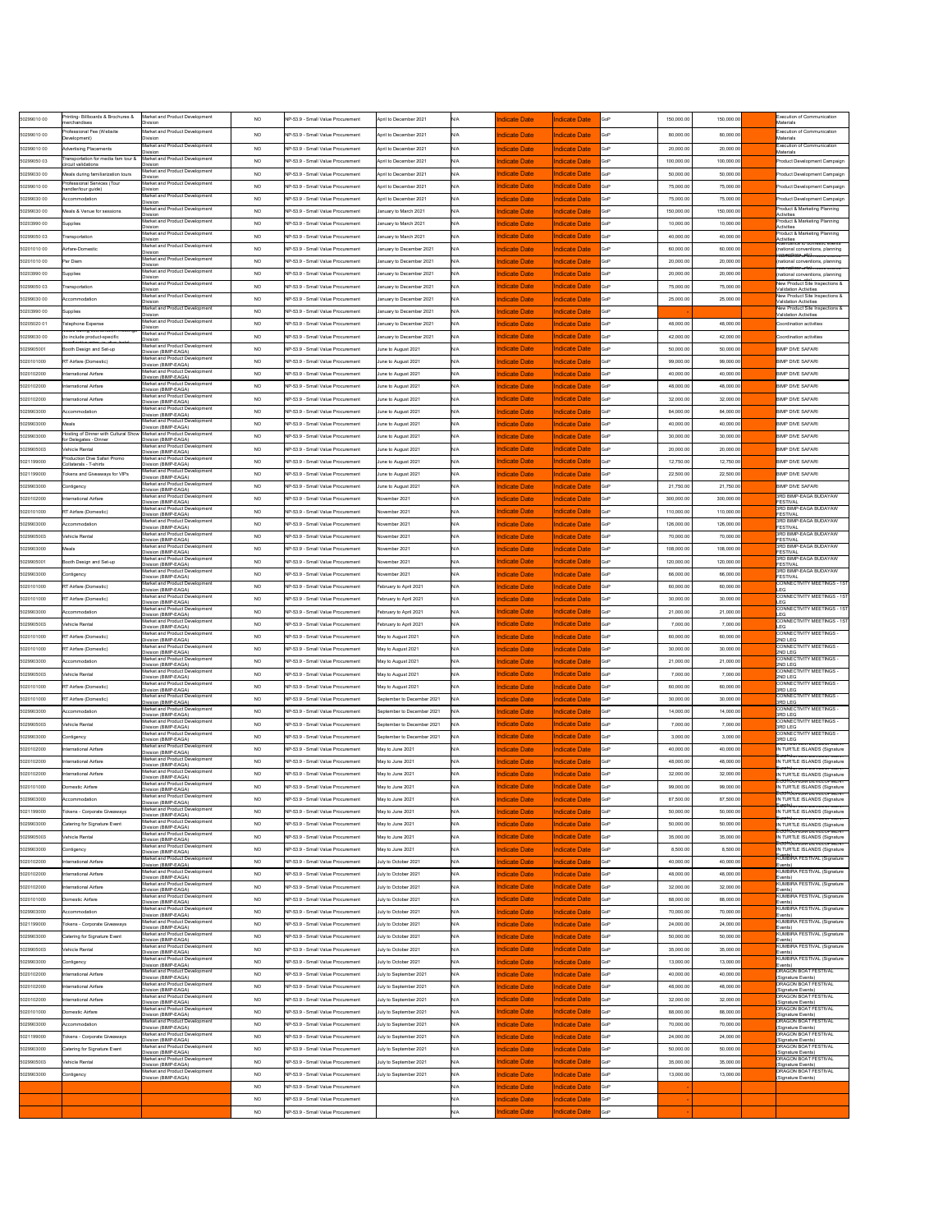| 50299010 00 | Printing- Billboards & Brochures & merchandises | Market and Product Development Division | NO | NP-53.9 - Small Value Procurement | April to December 2021 | N/A | Indicate Date | Indicate Date | GoP | 150,000.00 | 150,000.00 | | Execution of Communication Materials |
|---|---|---|---|---|---|---|---|---|---|---|---|---|---|
| 50299010 00 | Professional Fee (Website Development) | Market and Product Development Division | NO | NP-53.9 - Small Value Procurement | April to December 2021 | N/A | Indicate Date | Indicate Date | GoP | 80,000.00 | 80,000.00 | | Execution of Communication Materials |
| 50299010 00 | Advertising Placements | Market and Product Development Division | NO | NP-53.9 - Small Value Procurement | April to December 2021 | N/A | Indicate Date | Indicate Date | GoP | 20,000.00 | 20,000.00 | | Execution of Communication Materials |
| 50299050 03 | Transportation for media fam tour & circuit validations | Market and Product Development Division | NO | NP-53.9 - Small Value Procurement | April to December 2021 | N/A | Indicate Date | Indicate Date | GoP | 100,000.00 | 100,000.00 | | Product Development Campaign |
| 50299030 00 | Meals during familiarization tours | Market and Product Development Division | NO | NP-53.9 - Small Value Procurement | April to December 2021 | N/A | Indicate Date | Indicate Date | GoP | 50,000.00 | 50,000.00 | | Product Development Campaign |
| 50299010 00 | Professional Services (Tour handler/tour guide) | Market and Product Development Division | NO | NP-53.9 - Small Value Procurement | April to December 2021 | N/A | Indicate Date | Indicate Date | GoP | 75,000.00 | 75,000.00 | | Product Development Campaign |
| 50299030 00 | Accommodation | Market and Product Development Division | NO | NP-53.9 - Small Value Procurement | April to December 2021 | N/A | Indicate Date | Indicate Date | GoP | 75,000.00 | 75,000.00 | | Product Development Campaign |
| 50299030 00 | Meals & Venue for sessions | Market and Product Development Division | NO | NP-53.9 - Small Value Procurement | January to March 2021 | N/A | Indicate Date | Indicate Date | GoP | 150,000.00 | 150,000.00 | | Product & Marketing Planning Activities |
| 50203990 00 | Supplies | Market and Product Development Division | NO | NP-53.9 - Small Value Procurement | January to March 2021 | N/A | Indicate Date | Indicate Date | GoP | 10,000.00 | 10,000.00 | | Product & Marketing Planning Activities |
| 50299050 03 | Transportation | Market and Product Development Division | NO | NP-53.9 - Small Value Procurement | January to March 2021 | N/A | Indicate Date | Indicate Date | GoP | 40,000.00 | 40,000.00 | | Product & Marketing Planning Activities |
| 50201010 00 | Airfare-Domestic | Market and Product Development Division | NO | NP-53.9 - Small Value Procurement | January to December 2021 | N/A | Indicate Date | Indicate Date | GoP | 60,000.00 | 60,000.00 | | Attendance to domestic events (national conventions, planning |
| 50201010 00 | Per Diem | Market and Product Development Division | NO | NP-53.9 - Small Value Procurement | January to December 2021 | N/A | Indicate Date | Indicate Date | GoP | 20,000.00 | 20,000.00 | | (national conventions, planning |
| 50203990 00 | Supplies | Market and Product Development Division | NO | NP-53.9 - Small Value Procurement | January to December 2021 | N/A | Indicate Date | Indicate Date | GoP | 20,000.00 | 20,000.00 | | (national conventions, planning |
| 50299050 03 | Transportation | Market and Product Development Division | NO | NP-53.9 - Small Value Procurement | January to December 2021 | N/A | Indicate Date | Indicate Date | GoP | 75,000.00 | 75,000.00 | | New Product Site Inspections & Validation Activities |
| 50299030 00 | Accommodation | Market and Product Development Division | NO | NP-53.9 - Small Value Procurement | January to December 2021 | N/A | Indicate Date | Indicate Date | GoP | 25,000.00 | 25,000.00 | | New Product Site Inspections & Validation Activities |
| 50203990 00 | Supplies | Market and Product Development Division | NO | NP-53.9 - Small Value Procurement | January to December 2021 | N/A | Indicate Date | Indicate Date | GoP | - | | | New Product Site Inspections & Validation Activities |
| 50205020 01 | Telephone Expense | Market and Product Development Division | NO | NP-53.9 - Small Value Procurement | January to December 2021 | N/A | Indicate Date | Indicate Date | GoP | 48,000.00 | 48,000.00 | | Coordination activities |
| 50299030 00 | (to include product-specific | Market and Product Development Division | NO | NP-53.9 - Small Value Procurement | January to December 2021 | N/A | Indicate Date | Indicate Date | GoP | 42,000.00 | 42,000.00 | | Coordination activities |
| 50299050 01 | Booth Design and Set-up | Market and Product Development Division (BIMP-EAGA) | NO | NP-53.9 - Small Value Procurement | June to August 2021 | N/A | Indicate Date | Indicate Date | GoP | 50,000.00 | 50,000.00 | | BIMP DIVE SAFARI |
| 50201010 00 | RT Airfare (Domestic) | Market and Product Development Division (BIMP-EAGA) | NO | NP-53.9 - Small Value Procurement | June to August 2021 | N/A | Indicate Date | Indicate Date | GoP | 99,000.00 | 99,000.00 | | BIMP DIVE SAFARI |
| 50201020 00 | International Airfare | Market and Product Development Division (BIMP-EAGA) | NO | NP-53.9 - Small Value Procurement | June to August 2021 | N/A | Indicate Date | Indicate Date | GoP | 40,000.00 | 40,000.00 | | BIMP DIVE SAFARI |
| 50201020 00 | International Airfare | Market and Product Development Division (BIMP-EAGA) | NO | NP-53.9 - Small Value Procurement | June to August 2021 | N/A | Indicate Date | Indicate Date | GoP | 48,000.00 | 48,000.00 | | BIMP DIVE SAFARI |
| 50201020 00 | International Airfare | Market and Product Development Division (BIMP-EAGA) | NO | NP-53.9 - Small Value Procurement | June to August 2021 | N/A | Indicate Date | Indicate Date | GoP | 32,000.00 | 32,000.00 | | BIMP DIVE SAFARI |
| 50299030 00 | Accommodation | Market and Product Development Division (BIMP-EAGA) | NO | NP-53.9 - Small Value Procurement | June to August 2021 | N/A | Indicate Date | Indicate Date | GoP | 84,000.00 | 84,000.00 | | BIMP DIVE SAFARI |
| 50299030 00 | Meals | Market and Product Development Division (BIMP-EAGA) | NO | NP-53.9 - Small Value Procurement | June to August 2021 | N/A | Indicate Date | Indicate Date | GoP | 40,000.00 | 40,000.00 | | BIMP DIVE SAFARI |
| 50299030 00 | Hosting of Dinner with Cultural Show for Delegates - Dinner | Market and Product Development Division (BIMP-EAGA) | NO | NP-53.9 - Small Value Procurement | June to August 2021 | N/A | Indicate Date | Indicate Date | GoP | 30,000.00 | 30,000.00 | | BIMP DIVE SAFARI |
| 50299050 03 | Vehicle Rental | Market and Product Development Division (BIMP-EAGA) | NO | NP-53.9 - Small Value Procurement | June to August 2021 | N/A | Indicate Date | Indicate Date | GoP | 20,000.00 | 20,000.00 | | BIMP DIVE SAFARI |
| 50211990 00 | Production Dive Safari Promo Collaterals - T-shirts | Market and Product Development Division (BIMP-EAGA) | NO | NP-53.9 - Small Value Procurement | June to August 2021 | N/A | Indicate Date | Indicate Date | GoP | 12,750.00 | 12,750.00 | | BIMP DIVE SAFARI |
| 50211990 00 | Tokens and Giveaways for VIPs | Market and Product Development Division (BIMP-EAGA) | NO | NP-53.9 - Small Value Procurement | June to August 2021 | N/A | Indicate Date | Indicate Date | GoP | 22,500.00 | 22,500.00 | | BIMP DIVE SAFARI |
| 50299030 00 | Contigency | Market and Product Development Division (BIMP-EAGA) | NO | NP-53.9 - Small Value Procurement | June to August 2021 | N/A | Indicate Date | Indicate Date | GoP | 21,750.00 | 21,750.00 | | BIMP DIVE SAFARI |
| 50201020 00 | International Airfare | Market and Product Development Division (BIMP-EAGA) | NO | NP-53.9 - Small Value Procurement | November 2021 | N/A | Indicate Date | Indicate Date | GoP | 300,000.00 | 300,000.00 | | 3RD BIMP-EAGA BUDAYAW FESTIVAL |
| 50201010 00 | RT Airfare (Domestic) | Market and Product Development Division (BIMP-EAGA) | NO | NP-53.9 - Small Value Procurement | November 2021 | N/A | Indicate Date | Indicate Date | GoP | 110,000.00 | 110,000.00 | | 3RD BIMP-EAGA BUDAYAW FESTIVAL |
| 50299030 00 | Accommodation | Market and Product Development Division (BIMP-EAGA) | NO | NP-53.9 - Small Value Procurement | November 2021 | N/A | Indicate Date | Indicate Date | GoP | 126,000.00 | 126,000.00 | | 3RD BIMP-EAGA BUDAYAW FESTIVAL |
| 50299050 03 | Vehicle Rental | Market and Product Development Division (BIMP-EAGA) | NO | NP-53.9 - Small Value Procurement | November 2021 | N/A | Indicate Date | Indicate Date | GoP | 70,000.00 | 70,000.00 | | 3RD BIMP-EAGA BUDAYAW FESTIVAL |
| 50299030 00 | Meals | Market and Product Development Division (BIMP-EAGA) | NO | NP-53.9 - Small Value Procurement | November 2021 | N/A | Indicate Date | Indicate Date | GoP | 108,000.00 | 108,000.00 | | 3RD BIMP-EAGA BUDAYAW FESTIVAL |
| 50299050 01 | Booth Design and Set-up | Market and Product Development Division (BIMP-EAGA) | NO | NP-53.9 - Small Value Procurement | November 2021 | N/A | Indicate Date | Indicate Date | GoP | 120,000.00 | 120,000.00 | | 3RD BIMP-EAGA BUDAYAW FESTIVAL |
| 50299030 00 | Contigency | Market and Product Development Division (BIMP-EAGA) | NO | NP-53.9 - Small Value Procurement | November 2021 | N/A | Indicate Date | Indicate Date | GoP | 66,000.00 | 66,000.00 | | 3RD BIMP-EAGA BUDAYAW FESTIVAL |
| 50201010 00 | RT Airfare (Domestic) | Market and Product Development Division (BIMP-EAGA) | NO | NP-53.9 - Small Value Procurement | February to April 2021 | N/A | Indicate Date | Indicate Date | GoP | 60,000.00 | 60,000.00 | | CONNECTIVITY MEETINGS - 1ST LEG |
| 50201010 00 | RT Airfare (Domestic) | Market and Product Development Division (BIMP-EAGA) | NO | NP-53.9 - Small Value Procurement | February to April 2021 | N/A | Indicate Date | Indicate Date | GoP | 30,000.00 | 30,000.00 | | CONNECTIVITY MEETINGS - 1ST LEG |
| 50299030 00 | Accommodation | Market and Product Development Division (BIMP-EAGA) | NO | NP-53.9 - Small Value Procurement | February to April 2021 | N/A | Indicate Date | Indicate Date | GoP | 21,000.00 | 21,000.00 | | CONNECTIVITY MEETINGS - 1ST LEG |
| 50299050 03 | Vehicle Rental | Market and Product Development Division (BIMP-EAGA) | NO | NP-53.9 - Small Value Procurement | February to April 2021 | N/A | Indicate Date | Indicate Date | GoP | 7,000.00 | 7,000.00 | | CONNECTIVITY MEETINGS - 1ST LEG |
| 50201010 00 | RT Airfare (Domestic) | Market and Product Development Division (BIMP-EAGA) | NO | NP-53.9 - Small Value Procurement | May to August 2021 | N/A | Indicate Date | Indicate Date | GoP | 60,000.00 | 60,000.00 | | CONNECTIVITY MEETINGS - 2ND LEG |
| 50201010 00 | RT Airfare (Domestic) | Market and Product Development Division (BIMP-EAGA) | NO | NP-53.9 - Small Value Procurement | May to August 2021 | N/A | Indicate Date | Indicate Date | GoP | 30,000.00 | 30,000.00 | | CONNECTIVITY MEETINGS - 2ND LEG |
| 50299030 00 | Accommodation | Market and Product Development Division (BIMP-EAGA) | NO | NP-53.9 - Small Value Procurement | May to August 2021 | N/A | Indicate Date | Indicate Date | GoP | 21,000.00 | 21,000.00 | | CONNECTIVITY MEETINGS - 2ND LEG |
| 50299050 03 | Vehicle Rental | Market and Product Development Division (BIMP-EAGA) | NO | NP-53.9 - Small Value Procurement | May to August 2021 | N/A | Indicate Date | Indicate Date | GoP | 7,000.00 | 7,000.00 | | CONNECTIVITY MEETINGS - 2ND LEG |
| 50201010 00 | RT Airfare (Domestic) | Market and Product Development Division (BIMP-EAGA) | NO | NP-53.9 - Small Value Procurement | May to August 2021 | N/A | Indicate Date | Indicate Date | GoP | 60,000.00 | 60,000.00 | | CONNECTIVITY MEETINGS - 3RD LEG |
| 50201010 00 | RT Airfare (Domestic) | Market and Product Development Division (BIMP-EAGA) | NO | NP-53.9 - Small Value Procurement | September to December 2021 | N/A | Indicate Date | Indicate Date | GoP | 30,000.00 | 30,000.00 | | CONNECTIVITY MEETINGS - 3RD LEG |
| 50299030 00 | Accommodation | Market and Product Development Division (BIMP-EAGA) | NO | NP-53.9 - Small Value Procurement | September to December 2021 | N/A | Indicate Date | Indicate Date | GoP | 14,000.00 | 14,000.00 | | CONNECTIVITY MEETINGS - 3RD LEG |
| 50299050 03 | Vehicle Rental | Market and Product Development Division (BIMP-EAGA) | NO | NP-53.9 - Small Value Procurement | September to December 2021 | N/A | Indicate Date | Indicate Date | GoP | 7,000.00 | 7,000.00 | | CONNECTIVITY MEETINGS - 3RD LEG |
| 50299030 00 | Contigency | Market and Product Development Division (BIMP-EAGA) | NO | NP-53.9 - Small Value Procurement | September to December 2021 | N/A | Indicate Date | Indicate Date | GoP | 3,000.00 | 3,000.00 | | CONNECTIVITY MEETINGS - 3RD LEG |
| 50201020 00 | International Airfare | Market and Product Development Division (BIMP-EAGA) | NO | NP-53.9 - Small Value Procurement | May to June 2021 | N/A | Indicate Date | Indicate Date | GoP | 40,000.00 | 40,000.00 | | IN TURTLE ISLANDS (Signature |
| 50201020 00 | International Airfare | Market and Product Development Division (BIMP-EAGA) | NO | NP-53.9 - Small Value Procurement | May to June 2021 | N/A | Indicate Date | Indicate Date | GoP | 48,000.00 | 48,000.00 | | IN TURTLE ISLANDS (Signature |
| 50201020 00 | International Airfare | Market and Product Development Division (BIMP-EAGA) | NO | NP-53.9 - Small Value Procurement | May to June 2021 | N/A | Indicate Date | Indicate Date | GoP | 32,000.00 | 32,000.00 | | IN TURTLE ISLANDS (Signature |
| 50201010 00 | Domestic Airfare | Market and Product Development Division (BIMP-EAGA) | NO | NP-53.9 - Small Value Procurement | May to June 2021 | N/A | Indicate Date | Indicate Date | GoP | 99,000.00 | 99,000.00 | | IN TURTLE ISLANDS (Signature |
| 50299030 00 | Accommodation | Market and Product Development Division (BIMP-EAGA) | NO | NP-53.9 - Small Value Procurement | May to June 2021 | N/A | Indicate Date | Indicate Date | GoP | 87,500.00 | 87,500.00 | | IN TURTLE ISLANDS (Signature |
| 50211990 00 | Tokens - Corporate Giveaways | Market and Product Development Division (BIMP-EAGA) | NO | NP-53.9 - Small Value Procurement | May to June 2021 | N/A | Indicate Date | Indicate Date | GoP | 50,000.00 | 50,000.00 | | IN TURTLE ISLANDS (Signature |
| 50299030 00 | Catering for Signature Event | Market and Product Development Division (BIMP-EAGA) | NO | NP-53.9 - Small Value Procurement | May to June 2021 | N/A | Indicate Date | Indicate Date | GoP | 50,000.00 | 50,000.00 | | IN TURTLE ISLANDS (Signature |
| 50299050 03 | Vehicle Rental | Market and Product Development Division (BIMP-EAGA) | NO | NP-53.9 - Small Value Procurement | May to June 2021 | N/A | Indicate Date | Indicate Date | GoP | 35,000.00 | 35,000.00 | | IN TURTLE ISLANDS (Signature |
| 50299030 00 | Contigency | Market and Product Development Division (BIMP-EAGA) | NO | NP-53.9 - Small Value Procurement | May to June 2021 | N/A | Indicate Date | Indicate Date | GoP | 8,500.00 | 8,500.00 | | IN TURTLE ISLANDS (Signature |
| 50201020 00 | International Airfare | Market and Product Development Division (BIMP-EAGA) | NO | NP-53.9 - Small Value Procurement | July to October 2021 | N/A | Indicate Date | Indicate Date | GoP | 40,000.00 | 40,000.00 | | KUMBIRA FESTIVAL (Signature Events) |
| 50201020 00 | International Airfare | Market and Product Development Division (BIMP-EAGA) | NO | NP-53.9 - Small Value Procurement | July to October 2021 | N/A | Indicate Date | Indicate Date | GoP | 48,000.00 | 48,000.00 | | KUMBIRA FESTIVAL (Signature Events) |
| 50201020 00 | International Airfare | Market and Product Development Division (BIMP-EAGA) | NO | NP-53.9 - Small Value Procurement | July to October 2021 | N/A | Indicate Date | Indicate Date | GoP | 32,000.00 | 32,000.00 | | KUMBIRA FESTIVAL (Signature Events) |
| 50201010 00 | Domestic Airfare | Market and Product Development Division (BIMP-EAGA) | NO | NP-53.9 - Small Value Procurement | July to October 2021 | N/A | Indicate Date | Indicate Date | GoP | 88,000.00 | 88,000.00 | | KUMBIRA FESTIVAL (Signature Events) |
| 50299030 00 | Accommodation | Market and Product Development Division (BIMP-EAGA) | NO | NP-53.9 - Small Value Procurement | July to October 2021 | N/A | Indicate Date | Indicate Date | GoP | 70,000.00 | 70,000.00 | | KUMBIRA FESTIVAL (Signature Events) |
| 50211990 00 | Tokens - Corporate Giveaways | Market and Product Development Division (BIMP-EAGA) | NO | NP-53.9 - Small Value Procurement | July to October 2021 | N/A | Indicate Date | Indicate Date | GoP | 24,000.00 | 24,000.00 | | KUMBIRA FESTIVAL (Signature Events) |
| 50299030 00 | Catering for Signature Event | Market and Product Development Division (BIMP-EAGA) | NO | NP-53.9 - Small Value Procurement | July to October 2021 | N/A | Indicate Date | Indicate Date | GoP | 50,000.00 | 50,000.00 | | KUMBIRA FESTIVAL (Signature Events) |
| 50299050 03 | Vehicle Rental | Market and Product Development Division (BIMP-EAGA) | NO | NP-53.9 - Small Value Procurement | July to October 2021 | N/A | Indicate Date | Indicate Date | GoP | 35,000.00 | 35,000.00 | | KUMBIRA FESTIVAL (Signature Events) |
| 50299030 00 | Contigency | Market and Product Development Division (BIMP-EAGA) | NO | NP-53.9 - Small Value Procurement | July to October 2021 | N/A | Indicate Date | Indicate Date | GoP | 13,000.00 | 13,000.00 | | KUMBIRA FESTIVAL (Signature Events) |
| 50201020 00 | International Airfare | Market and Product Development Division (BIMP-EAGA) | NO | NP-53.9 - Small Value Procurement | July to September 2021 | N/A | Indicate Date | Indicate Date | GoP | 40,000.00 | 40,000.00 | | DRAGON BOAT FESTIVAL (Signature Events) |
| 50201020 00 | International Airfare | Market and Product Development Division (BIMP-EAGA) | NO | NP-53.9 - Small Value Procurement | July to September 2021 | N/A | Indicate Date | Indicate Date | GoP | 48,000.00 | 48,000.00 | | DRAGON BOAT FESTIVAL (Signature Events) |
| 50201020 00 | International Airfare | Market and Product Development Division (BIMP-EAGA) | NO | NP-53.9 - Small Value Procurement | July to September 2021 | N/A | Indicate Date | Indicate Date | GoP | 32,000.00 | 32,000.00 | | DRAGON BOAT FESTIVAL (Signature Events) |
| 50201010 00 | Domestic Airfare | Market and Product Development Division (BIMP-EAGA) | NO | NP-53.9 - Small Value Procurement | July to September 2021 | N/A | Indicate Date | Indicate Date | GoP | 88,000.00 | 88,000.00 | | DRAGON BOAT FESTIVAL (Signature Events) |
| 50299030 00 | Accommodation | Market and Product Development Division (BIMP-EAGA) | NO | NP-53.9 - Small Value Procurement | July to September 2021 | N/A | Indicate Date | Indicate Date | GoP | 70,000.00 | 70,000.00 | | DRAGON BOAT FESTIVAL (Signature Events) |
| 50211990 00 | Tokens - Corporate Giveaways | Market and Product Development Division (BIMP-EAGA) | NO | NP-53.9 - Small Value Procurement | July to September 2021 | N/A | Indicate Date | Indicate Date | GoP | 24,000.00 | 24,000.00 | | DRAGON BOAT FESTIVAL (Signature Events) |
| 50299030 00 | Catering for Signature Event | Market and Product Development Division (BIMP-EAGA) | NO | NP-53.9 - Small Value Procurement | July to September 2021 | N/A | Indicate Date | Indicate Date | GoP | 50,000.00 | 50,000.00 | | DRAGON BOAT FESTIVAL (Signature Events) |
| 50299050 03 | Vehicle Rental | Market and Product Development Division (BIMP-EAGA) | NO | NP-53.9 - Small Value Procurement | July to September 2021 | N/A | Indicate Date | Indicate Date | GoP | 35,000.00 | 35,000.00 | | DRAGON BOAT FESTIVAL (Signature Events) |
| 50299030 00 | Contigency | Market and Product Development Division (BIMP-EAGA) | NO | NP-53.9 - Small Value Procurement | July to September 2021 | N/A | Indicate Date | Indicate Date | GoP | 13,000.00 | 13,000.00 | | DRAGON BOAT FESTIVAL (Signature Events) |
| | | | NO | NP-53.9 - Small Value Procurement | | N/A | Indicate Date | Indicate Date | GoP | - | | | |
| | | | NO | NP-53.9 - Small Value Procurement | | N/A | Indicate Date | Indicate Date | GoP | - | | | |
| | | | NO | NP-53.9 - Small Value Procurement | | N/A | Indicate Date | Indicate Date | GoP | - | | | |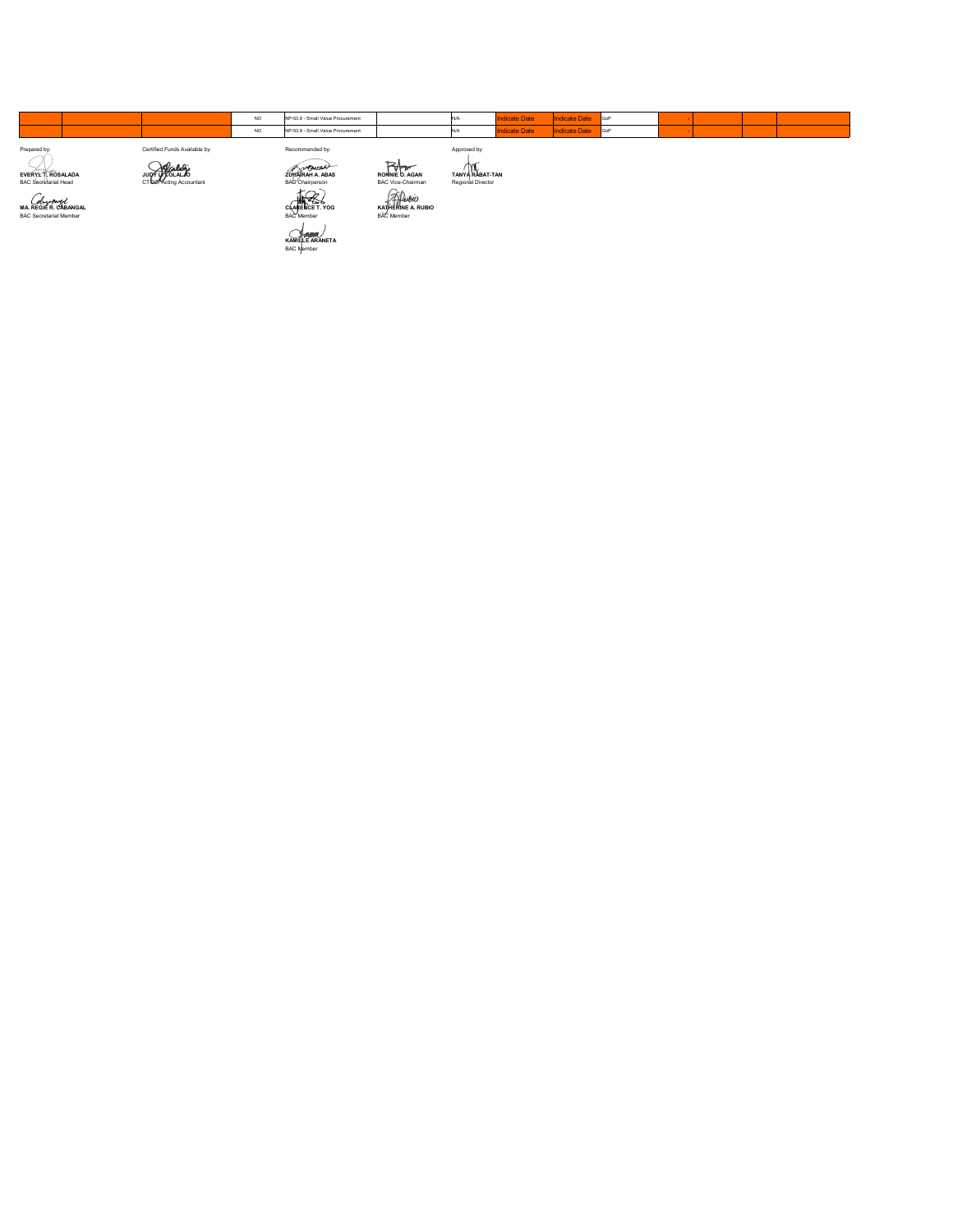| | | | | | | | | | | | | | | |
|---|---|---|---|---|---|---|---|---|---|---|---|---|---|---|
| | | | NO | NP-53.9 - Small Value Procurement | | N/A | Indicate Date | Indicate Date | GoP | | - | | | |
| | | | NO | NP-53.9 - Small Value Procurement | | N/A | Indicate Date | Indicate Date | GoP | | - | | | |

Prepared by:

**EVERYL T. ROSALADA**
BAC Secretariat Head

**MA. REGIE R. CABANGAL**
BAC Secretariat Member

Certified Funds Available by:

**JUDY I. COLALJO**
CTGSP Acting Accountant

Recommended by:

**ZUHAIRAH A. ABAS**
BAC Chairperson

**RONNIE O. AGAN**
BAC Vice-Chairman

**CLARENCE T. YOG**
BAC Member

**KATHERINE A. RUBIO**
BAC Member

**KAMILLE ARANETA**
BAC Member

Approved by:

**TANYA RABAT-TAN**
Regional Director